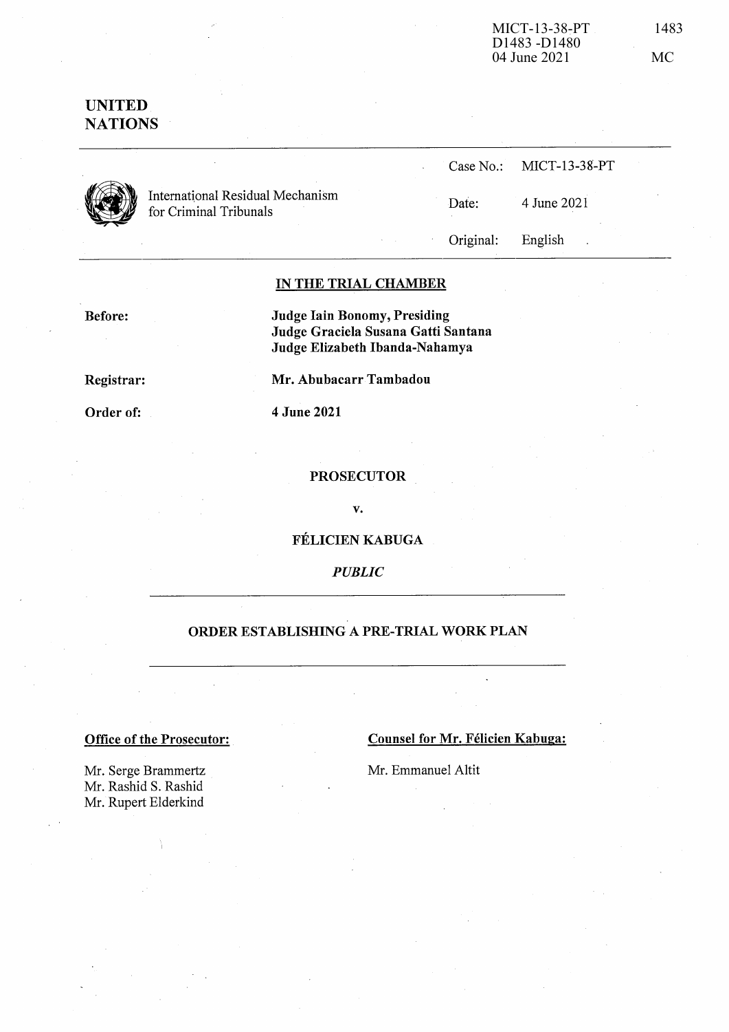MICT-13-38-PT
D1483 -D1480
04 June 2021

1483

MC

**UNITED NATIONS**

International Residual Mechanism for Criminal Tribunals

Case No.: MICT-13-38-PT

Date: 4 June 2021

Original: English

**IN THE TRIAL CHAMBER**

**Before:**

**Judge Iain Bonomy, Presiding**
**Judge Graciela Susana Gatti Santana**
**Judge Elizabeth Ibanda-Nahamya**

**Registrar:**

**Mr. Abubacarr Tambadou**

**Order of:**

**4 June 2021**

**PROSECUTOR**

**v.**

**FÉLICIEN KABUGA**

***PUBLIC***

**ORDER ESTABLISHING A PRE-TRIAL WORK PLAN**

**Office of the Prosecutor:**

Mr. Serge Brammertz
Mr. Rashid S. Rashid
Mr. Rupert Elderkind

**Counsel for Mr. Félicien Kabuga:**

Mr. Emmanuel Altit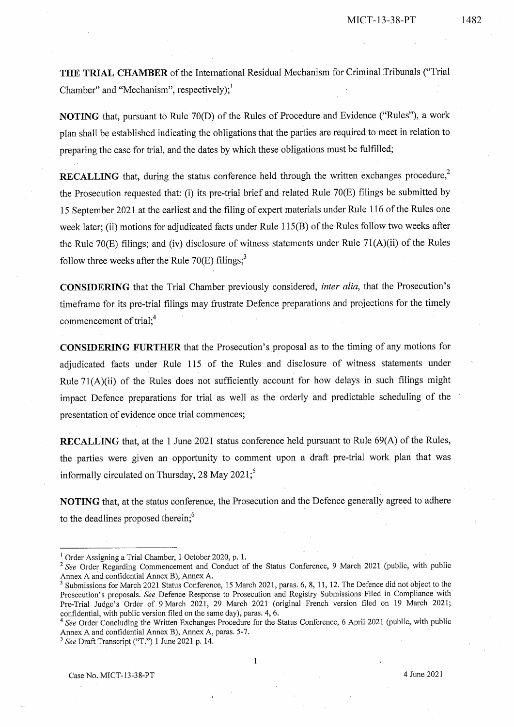**THE TRIAL CHAMBER** of the International Residual Mechanism for Criminal Tribunals ("Trial Chamber" and "Mechanism", respectively);[1]

**NOTING** that, pursuant to Rule 70(D) of the Rules of Procedure and Evidence ("Rules"), a work plan shall be established indicating the obligations that the parties are required to meet in relation to preparing the case for trial, and the dates by which these obligations must be fulfilled;

**RECALLING** that, during the status conference held through the written exchanges procedure,[2] the Prosecution requested that: (i) its pre-trial brief and related Rule 70(E) filings be submitted by 15 September 2021 at the earliest and the filing of expert materials under Rule 116 of the Rules one week later; (ii) motions for adjudicated facts under Rule 115(B) of the Rules follow two weeks after the Rule 70(E) filings; and (iv) disclosure of witness statements under Rule 71(A)(ii) of the Rules follow three weeks after the Rule 70(E) filings;[3]

**CONSIDERING** that the Trial Chamber previously considered, *inter alia*, that the Prosecution's timeframe for its pre-trial filings may frustrate Defence preparations and projections for the timely commencement of trial;[4]

**CONSIDERING FURTHER** that the Prosecution's proposal as to the timing of any motions for adjudicated facts under Rule 115 of the Rules and disclosure of witness statements under Rule 71(A)(ii) of the Rules does not sufficiently account for how delays in such filings might impact Defence preparations for trial as well as the orderly and predictable scheduling of the presentation of evidence once trial commences;

**RECALLING** that, at the 1 June 2021 status conference held pursuant to Rule 69(A) of the Rules, the parties were given an opportunity to comment upon a draft pre-trial work plan that was informally circulated on Thursday, 28 May 2021;[5]

**NOTING** that, at the status conference, the Prosecution and the Defence generally agreed to adhere to the deadlines proposed therein;[6]

---

[1] Order Assigning a Trial Chamber, 1 October 2020, p. 1.

[2] *See* Order Regarding Commencement and Conduct of the Status Conference, 9 March 2021 (public, with public Annex A and confidential Annex B), Annex A.

[3] Submissions for March 2021 Status Conference, 15 March 2021, paras. 6, 8, 11, 12. The Defence did not object to the Prosecution's proposals. *See* Defence Response to Prosecution and Registry Submissions Filed in Compliance with Pre-Trial Judge's Order of 9 March 2021, 29 March 2021 (original French version filed on 19 March 2021; confidential, with public version filed on the same day), paras. 4, 6.

[4] *See* Order Concluding the Written Exchanges Procedure for the Status Conference, 6 April 2021 (public, with public Annex A and confidential Annex B), Annex A, paras. 5-7.

[5] *See* Draft Transcript ("T.") 1 June 2021 p. 14.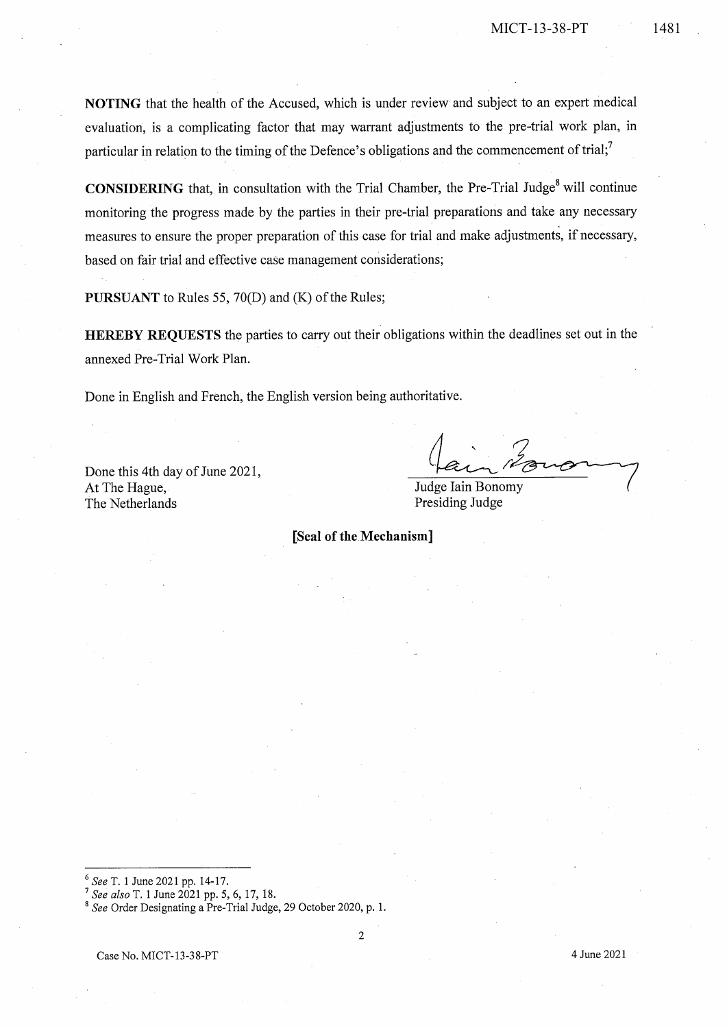**NOTING** that the health of the Accused, which is under review and subject to an expert medical evaluation, is a complicating factor that may warrant adjustments to the pre-trial work plan, in particular in relation to the timing of the Defence's obligations and the commencement of trial;[7]

**CONSIDERING** that, in consultation with the Trial Chamber, the Pre-Trial Judge[8] will continue monitoring the progress made by the parties in their pre-trial preparations and take any necessary measures to ensure the proper preparation of this case for trial and make adjustments, if necessary, based on fair trial and effective case management considerations;

**PURSUANT** to Rules 55, 70(D) and (K) of the Rules;

**HEREBY REQUESTS** the parties to carry out their obligations within the deadlines set out in the annexed Pre-Trial Work Plan.

Done in English and French, the English version being authoritative.

Done this 4th day of June 2021,
At The Hague,
The Netherlands

Judge Iain Bonomy
Presiding Judge

**[Seal of the Mechanism]**

---

[6] *See* T. 1 June 2021 pp. 14-17.

[7] *See also* T. 1 June 2021 pp. 5, 6, 17, 18.

[8] *See* Order Designating a Pre-Trial Judge, 29 October 2020, p. 1.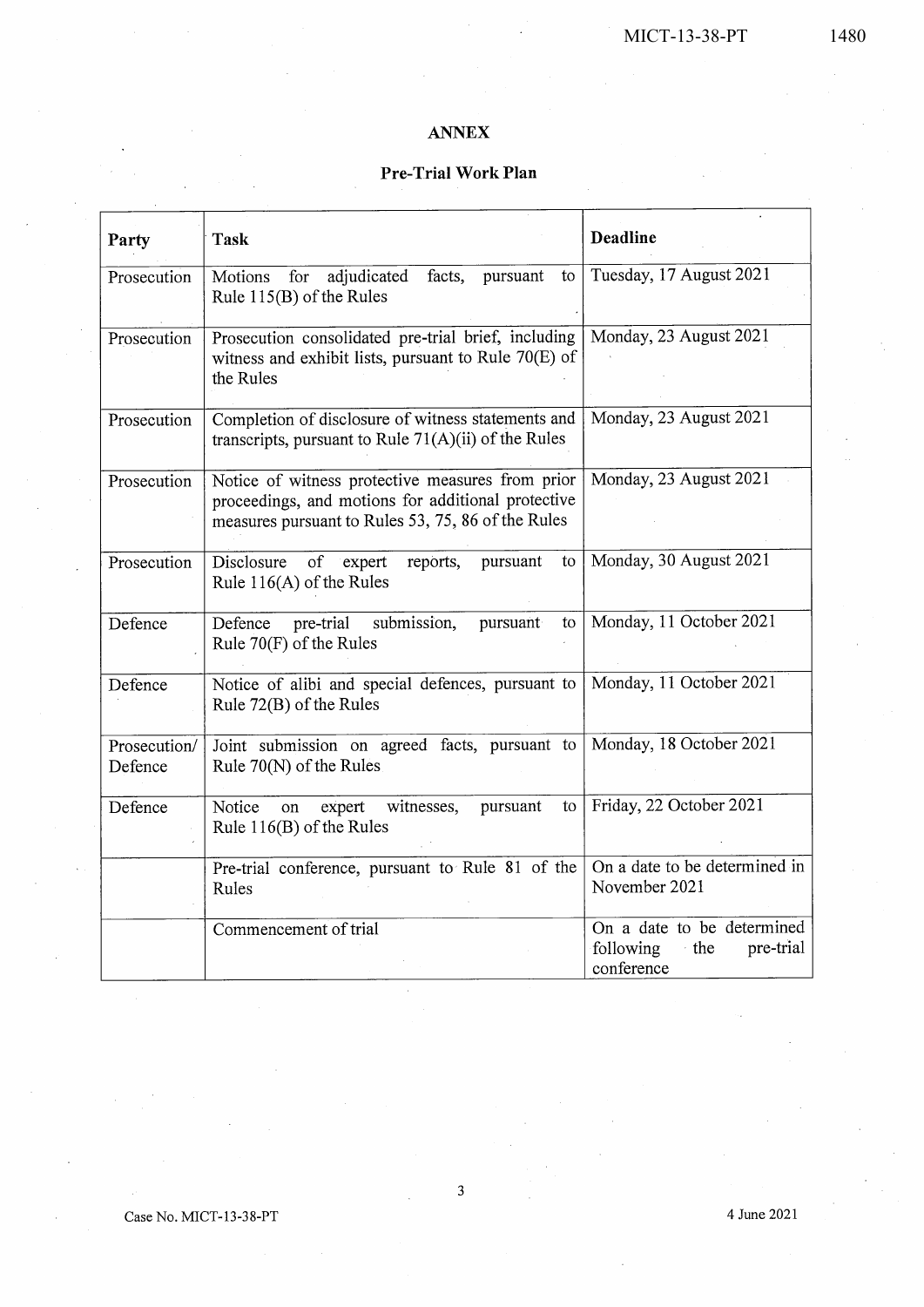## ANNEX

### Pre-Trial Work Plan

| Party | Task | Deadline |
|---|---|---|
| Prosecution | Motions for adjudicated facts, pursuant to Rule 115(B) of the Rules | Tuesday, 17 August 2021 |
| Prosecution | Prosecution consolidated pre-trial brief, including witness and exhibit lists, pursuant to Rule 70(E) of the Rules | Monday, 23 August 2021 |
| Prosecution | Completion of disclosure of witness statements and transcripts, pursuant to Rule 71(A)(ii) of the Rules | Monday, 23 August 2021 |
| Prosecution | Notice of witness protective measures from prior proceedings, and motions for additional protective measures pursuant to Rules 53, 75, 86 of the Rules | Monday, 23 August 2021 |
| Prosecution | Disclosure of expert reports, pursuant to Rule 116(A) of the Rules | Monday, 30 August 2021 |
| Defence | Defence pre-trial submission, pursuant to Rule 70(F) of the Rules | Monday, 11 October 2021 |
| Defence | Notice of alibi and special defences, pursuant to Rule 72(B) of the Rules | Monday, 11 October 2021 |
| Prosecution/ Defence | Joint submission on agreed facts, pursuant to Rule 70(N) of the Rules | Monday, 18 October 2021 |
| Defence | Notice on expert witnesses, pursuant to Rule 116(B) of the Rules | Friday, 22 October 2021 |
| | Pre-trial conference, pursuant to Rule 81 of the Rules | On a date to be determined in November 2021 |
| | Commencement of trial | On a date to be determined following the pre-trial conference |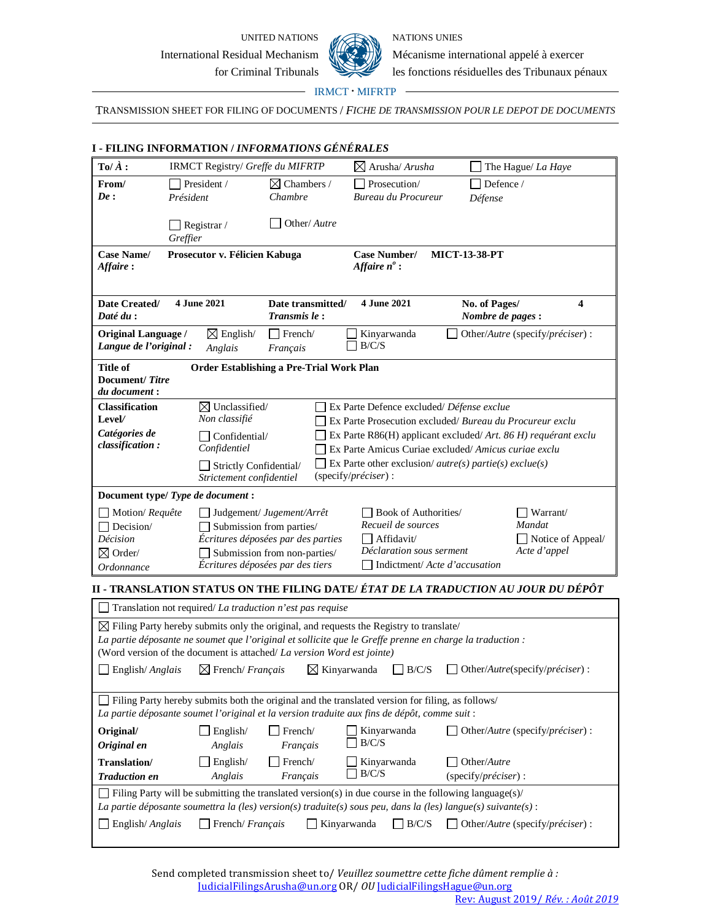UNITED NATIONS
International Residual Mechanism for Criminal Tribunals

NATIONS UNIES
Mécanisme international appelé à exercer les fonctions résiduelles des Tribunaux pénaux

IRMCT · MIFRTP

TRANSMISSION SHEET FOR FILING OF DOCUMENTS / *FICHE DE TRANSMISSION POUR LE DEPOT DE DOCUMENTS*

## I - FILING INFORMATION / *INFORMATIONS GÉNÉRALES*

| | | | | |
|---|---|---|---|---|
| **To/ *À* :** | IRMCT Registry/ *Greffe du MIFRTP* | | ☒ Arusha/ *Arusha* | ☐ The Hague/ *La Haye* |
| **From/ *De* :** | ☐ President / *Président*<br>☐ Registrar / *Greffier* | ☒ Chambers / *Chambre*<br>☐ Other/ *Autre* | ☐ Prosecution/ *Bureau du Procureur* | ☐ Defence / *Défense* |
| **Case Name/ *Affaire* :** | **Prosecutor v. Félicien Kabuga** | | **Case Number/ *Affaire n°* :** | **MICT-13-38-PT** |
| **Date Created/ *Daté du* :** | **4 June 2021** | **Date transmitted/ *Transmis le* :** **4 June 2021** | **No. of Pages/ *Nombre de pages* :** | **4** |
| **Original Language / *Langue de l'original* :** | ☒ English/ *Anglais* | ☐ French/ *Français* | ☐ Kinyarwanda ☐ B/C/S | ☐ Other/*Autre* (specify/*préciser*) : |
| **Title of Document/ *Titre du document* :** | **Order Establishing a Pre-Trial Work Plan** | | | |
| **Classification Level/ *Catégories de classification* :** | ☒ Unclassified/ *Non classifié*<br>☐ Confidential/ *Confidentiel*<br>☐ Strictly Confidential/ *Strictement confidentiel* | ☐ Ex Parte Defence excluded/ *Défense exclue*<br>☐ Ex Parte Prosecution excluded/ *Bureau du Procureur exclu*<br>☐ Ex Parte R86(H) applicant excluded/ *Art. 86 H) requérant exclu*<br>☐ Ex Parte Amicus Curiae excluded/ *Amicus curiae exclu*<br>☐ Ex Parte other exclusion/ *autre(s) partie(s) exclue(s)* (specify/*préciser*) : | | | |
| **Document type/ *Type de document* :** | | | | |
| ☐ Motion/ *Requête*<br>☐ Decision/ *Décision*<br>☒ Order/ *Ordonnance* | ☐ Judgement/ *Jugement/Arrêt*<br>☐ Submission from parties/ *Écritures déposées par des parties*<br>☐ Submission from non-parties/ *Écritures déposées par des tiers* | ☐ Book of Authorities/ *Recueil de sources*<br>☐ Affidavit/ *Déclaration sous serment*<br>☐ Indictment/ *Acte d'accusation* | ☐ Warrant/ *Mandat*<br>☐ Notice of Appeal/ *Acte d'appel* | |

## II - TRANSLATION STATUS ON THE FILING DATE/ *ÉTAT DE LA TRADUCTION AU JOUR DU DÉPÔT*

☐ Translation not required/ *La traduction n'est pas requise*

☒ Filing Party hereby submits only the original, and requests the Registry to translate/
*La partie déposante ne soumet que l'original et sollicite que le Greffe prenne en charge la traduction :*
(Word version of the document is attached/ *La version Word est jointe*)

☐ English/ *Anglais* ☒ French/ *Français* ☒ Kinyarwanda ☐ B/C/S ☐ Other/*Autre*(specify/*préciser*) :

☐ Filing Party hereby submits both the original and the translated version for filing, as follows/
*La partie déposante soumet l'original et la version traduite aux fins de dépôt, comme suit :*

| | | | | |
|---|---|---|---|---|
| **Original/ *Original en*** | ☐ English/ *Anglais* | ☐ French/ *Français* | ☐ Kinyarwanda ☐ B/C/S | ☐ Other/*Autre* (specify/*préciser*) : |
| **Translation/ *Traduction en*** | ☐ English/ *Anglais* | ☐ French/ *Français* | ☐ Kinyarwanda ☐ B/C/S | ☐ Other/*Autre* (specify/*préciser*) : |

☐ Filing Party will be submitting the translated version(s) in due course in the following language(s)/
*La partie déposante soumettra la (les) version(s) traduite(s) sous peu, dans la (les) langue(s) suivante(s) :*

☐ English/ *Anglais* ☐ French/ *Français* ☐ Kinyarwanda ☐ B/C/S ☐ Other/*Autre* (specify/*préciser*) :

Send completed transmission sheet to/ *Veuillez soumettre cette fiche dûment remplie à :*
JudicialFilingsArusha@un.org OR/ *OU* JudicialFilingsHague@un.org

Rev: August 2019/ *Rév. : Août 2019*